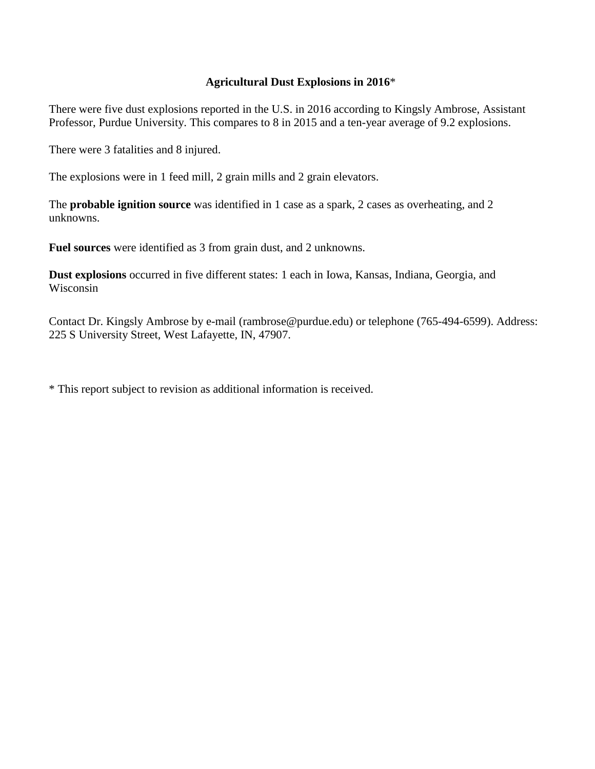# **Agricultural Dust Explosions in 2016***

There were five dust explosions reported in the U.S. in 2016 according to Kingsly Ambrose, Assistant Professor, Purdue University. This compares to 8 in 2015 and a ten-year average of 9.2 explosions.

There were 3 fatalities and 8 injured.

The explosions were in 1 feed mill, 2 grain mills and 2 grain elevators.

The **probable ignition source** was identified in 1 case as a spark, 2 cases as overheating, and 2 unknowns.

**Fuel sources** were identified as 3 from grain dust, and 2 unknowns.

**Dust explosions** occurred in five different states: 1 each in Iowa, Kansas, Indiana, Georgia, and Wisconsin

Contact Dr. Kingsly Ambrose by e-mail (rambrose@purdue.edu) or telephone (765-494-6599). Address: 225 S University Street, West Lafayette, IN, 47907.

* This report subject to revision as additional information is received.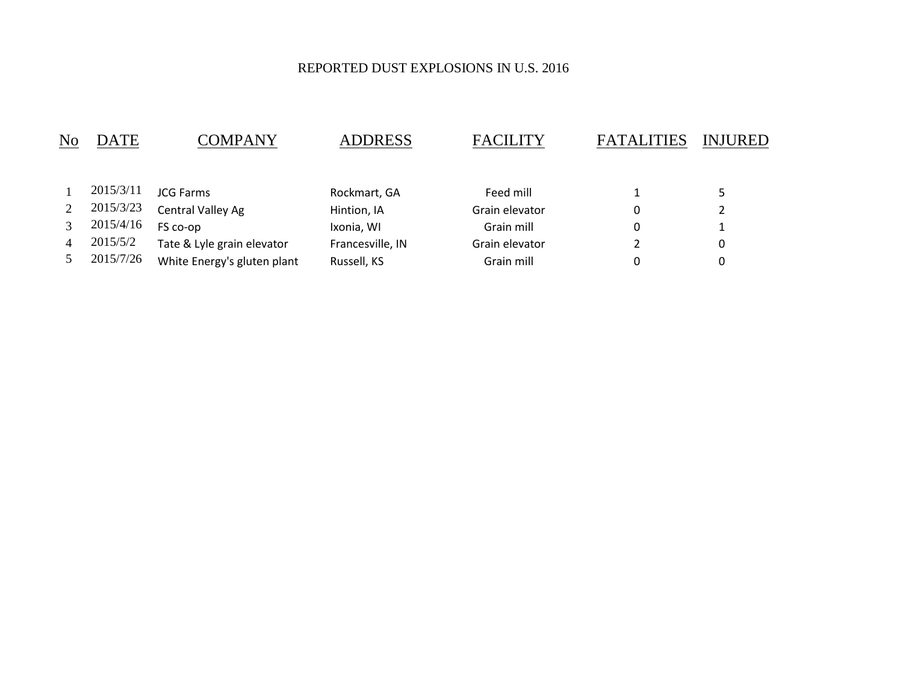# REPORTED DUST EXPLOSIONS IN U.S. 2016

| No | DATE | COMPANY | ADDRESS | FACILITY | FATALITIES | INJURED |
|---|---|---|---|---|---|---|
| 1 | 2015/3/11 | JCG Farms | Rockmart, GA | Feed mill | 1 | 5 |
| 2 | 2015/3/23 | Central Valley Ag | Hintion, IA | Grain elevator | 0 | 2 |
| 3 | 2015/4/16 | FS co-op | Ixonia, WI | Grain mill | 0 | 1 |
| 4 | 2015/5/2 | Tate & Lyle grain elevator | Francesville, IN | Grain elevator | 2 | 0 |
| 5 | 2015/7/26 | White Energy's gluten plant | Russell, KS | Grain mill | 0 | 0 |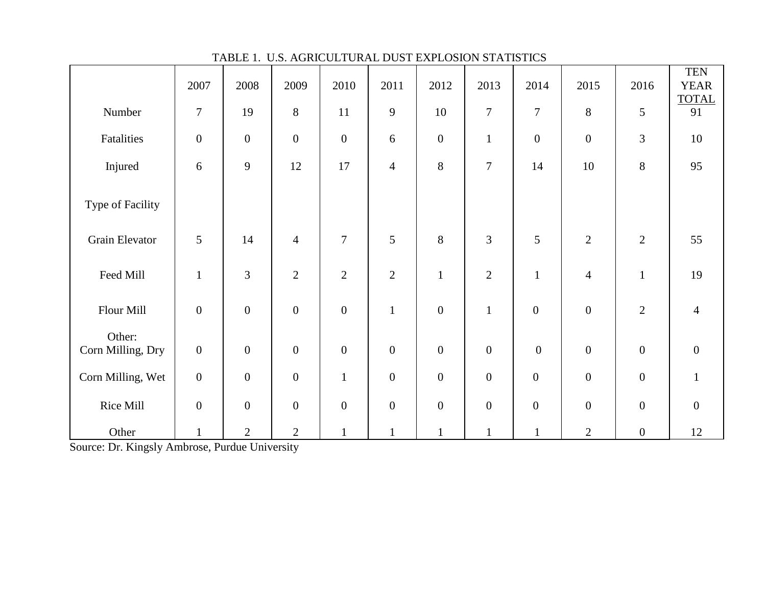TABLE 1. U.S. AGRICULTURAL DUST EXPLOSION STATISTICS

| | 2007 | 2008 | 2009 | 2010 | 2011 | 2012 | 2013 | 2014 | 2015 | 2016 | TEN YEAR TOTAL |
|---|---|---|---|---|---|---|---|---|---|---|---|
| Number | 7 | 19 | 8 | 11 | 9 | 10 | 7 | 7 | 8 | 5 | 91 |
| Fatalities | 0 | 0 | 0 | 0 | 6 | 0 | 1 | 0 | 0 | 3 | 10 |
| Injured | 6 | 9 | 12 | 17 | 4 | 8 | 7 | 14 | 10 | 8 | 95 |
| Type of Facility | | | | | | | | | | | |
| Grain Elevator | 5 | 14 | 4 | 7 | 5 | 8 | 3 | 5 | 2 | 2 | 55 |
| Feed Mill | 1 | 3 | 2 | 2 | 2 | 1 | 2 | 1 | 4 | 1 | 19 |
| Flour Mill | 0 | 0 | 0 | 0 | 1 | 0 | 1 | 0 | 0 | 2 | 4 |
| Other: Corn Milling, Dry | 0 | 0 | 0 | 0 | 0 | 0 | 0 | 0 | 0 | 0 | 0 |
| Corn Milling, Wet | 0 | 0 | 0 | 1 | 0 | 0 | 0 | 0 | 0 | 0 | 1 |
| Rice Mill | 0 | 0 | 0 | 0 | 0 | 0 | 0 | 0 | 0 | 0 | 0 |
| Other | 1 | 2 | 2 | 1 | 1 | 1 | 1 | 1 | 2 | 0 | 12 |

Source: Dr. Kingsly Ambrose, Purdue University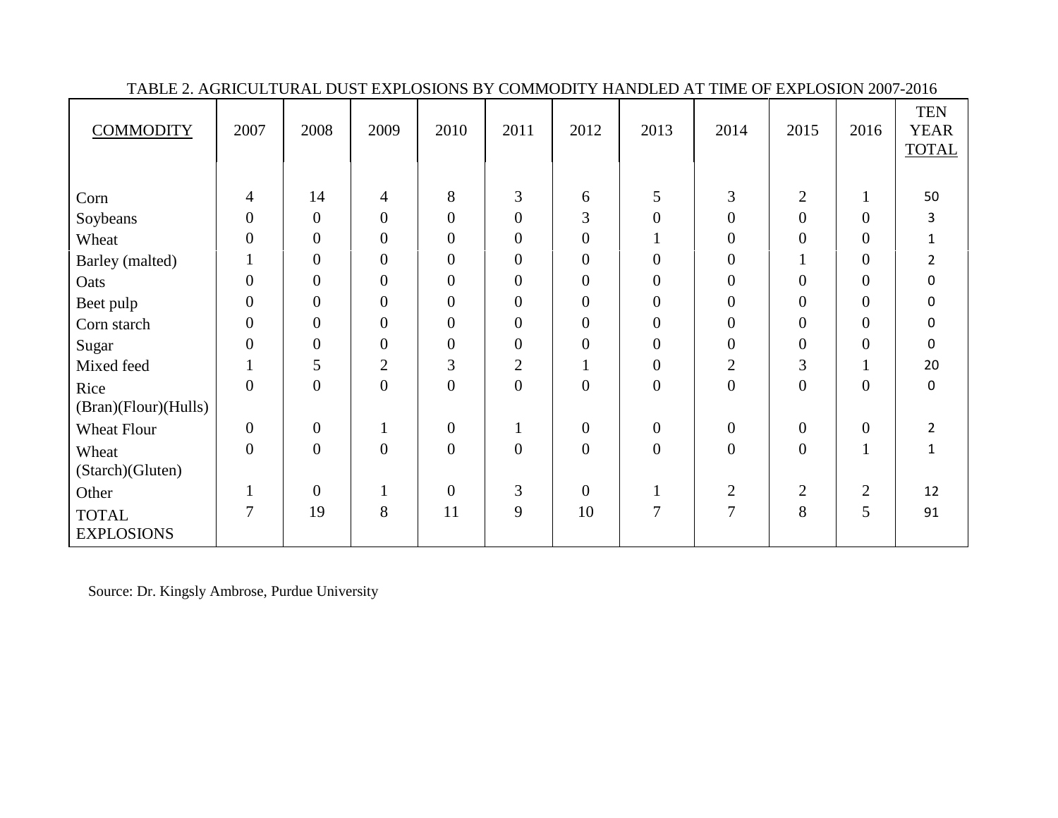TABLE 2. AGRICULTURAL DUST EXPLOSIONS BY COMMODITY HANDLED AT TIME OF EXPLOSION 2007-2016

| COMMODITY | 2007 | 2008 | 2009 | 2010 | 2011 | 2012 | 2013 | 2014 | 2015 | 2016 | TEN YEAR TOTAL |
|---|---|---|---|---|---|---|---|---|---|---|---|
| Corn | 4 | 14 | 4 | 8 | 3 | 6 | 5 | 3 | 2 | 1 | 50 |
| Soybeans | 0 | 0 | 0 | 0 | 0 | 3 | 0 | 0 | 0 | 0 | 3 |
| Wheat | 0 | 0 | 0 | 0 | 0 | 0 | 1 | 0 | 0 | 0 | 1 |
| Barley (malted) | 1 | 0 | 0 | 0 | 0 | 0 | 0 | 0 | 1 | 0 | 2 |
| Oats | 0 | 0 | 0 | 0 | 0 | 0 | 0 | 0 | 0 | 0 | 0 |
| Beet pulp | 0 | 0 | 0 | 0 | 0 | 0 | 0 | 0 | 0 | 0 | 0 |
| Corn starch | 0 | 0 | 0 | 0 | 0 | 0 | 0 | 0 | 0 | 0 | 0 |
| Sugar | 0 | 0 | 0 | 0 | 0 | 0 | 0 | 0 | 0 | 0 | 0 |
| Mixed feed | 1 | 5 | 2 | 3 | 2 | 1 | 0 | 2 | 3 | 1 | 20 |
| Rice (Bran)(Flour)(Hulls) | 0 | 0 | 0 | 0 | 0 | 0 | 0 | 0 | 0 | 0 | 0 |
| Wheat Flour | 0 | 0 | 1 | 0 | 1 | 0 | 0 | 0 | 0 | 0 | 2 |
| Wheat (Starch)(Gluten) | 0 | 0 | 0 | 0 | 0 | 0 | 0 | 0 | 0 | 1 | 1 |
| Other | 1 | 0 | 1 | 0 | 3 | 0 | 1 | 2 | 2 | 2 | 12 |
| TOTAL EXPLOSIONS | 7 | 19 | 8 | 11 | 9 | 10 | 7 | 7 | 8 | 5 | 91 |

Source: Dr. Kingsly Ambrose, Purdue University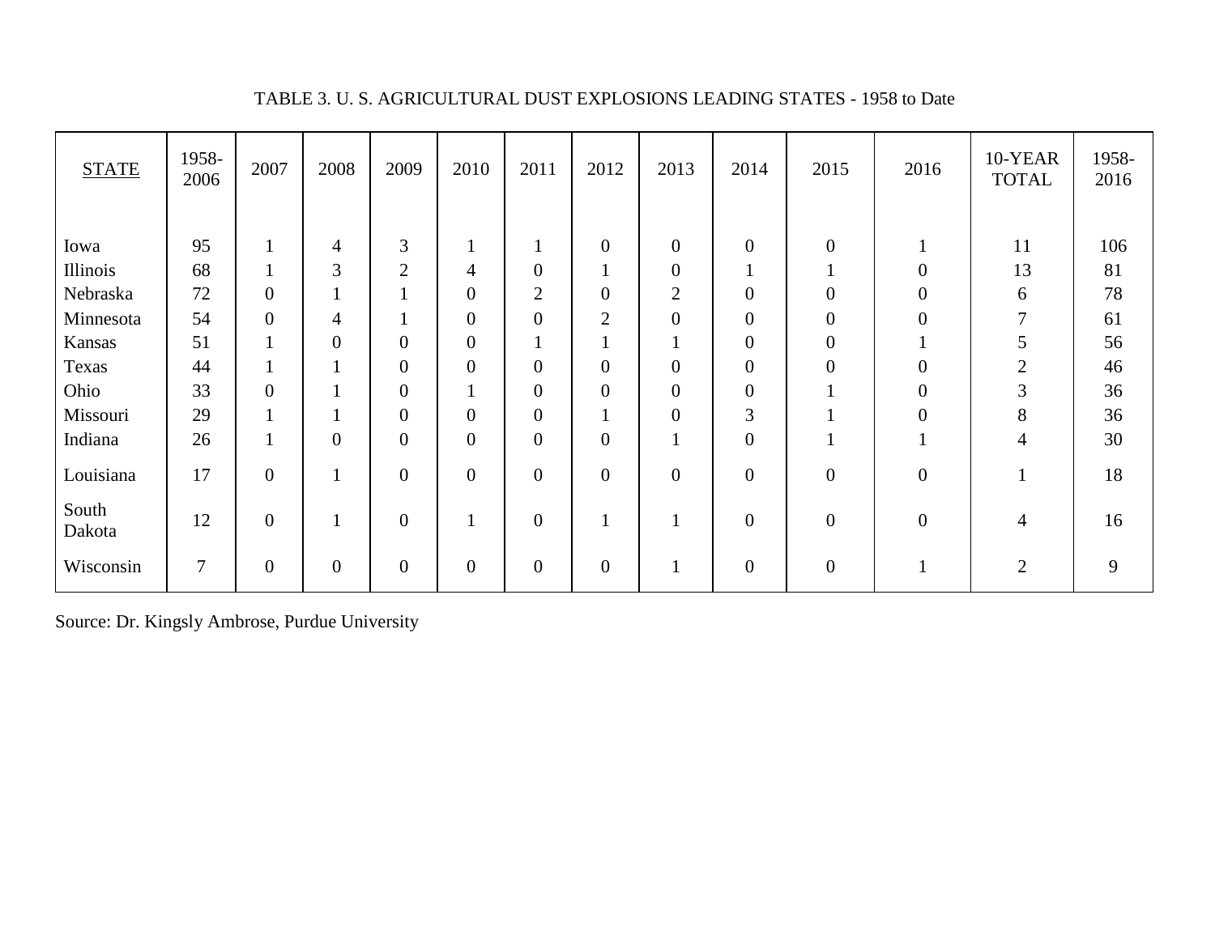TABLE 3. U. S. AGRICULTURAL DUST EXPLOSIONS LEADING STATES - 1958 to Date

| STATE | 1958-2006 | 2007 | 2008 | 2009 | 2010 | 2011 | 2012 | 2013 | 2014 | 2015 | 2016 | 10-YEAR TOTAL | 1958-2016 |
|---|---|---|---|---|---|---|---|---|---|---|---|---|---|
| Iowa | 95 | 1 | 4 | 3 | 1 | 1 | 0 | 0 | 0 | 0 | 1 | 11 | 106 |
| Illinois | 68 | 1 | 3 | 2 | 4 | 0 | 1 | 0 | 1 | 1 | 0 | 13 | 81 |
| Nebraska | 72 | 0 | 1 | 1 | 0 | 2 | 0 | 2 | 0 | 0 | 0 | 6 | 78 |
| Minnesota | 54 | 0 | 4 | 1 | 0 | 0 | 2 | 0 | 0 | 0 | 0 | 7 | 61 |
| Kansas | 51 | 1 | 0 | 0 | 0 | 1 | 1 | 1 | 0 | 0 | 1 | 5 | 56 |
| Texas | 44 | 1 | 1 | 0 | 0 | 0 | 0 | 0 | 0 | 0 | 0 | 2 | 46 |
| Ohio | 33 | 0 | 1 | 0 | 1 | 0 | 0 | 0 | 0 | 1 | 0 | 3 | 36 |
| Missouri | 29 | 1 | 1 | 0 | 0 | 0 | 1 | 0 | 3 | 1 | 0 | 8 | 36 |
| Indiana | 26 | 1 | 0 | 0 | 0 | 0 | 0 | 1 | 0 | 1 | 1 | 4 | 30 |
| Louisiana | 17 | 0 | 1 | 0 | 0 | 0 | 0 | 0 | 0 | 0 | 0 | 1 | 18 |
| South Dakota | 12 | 0 | 1 | 0 | 1 | 0 | 1 | 1 | 0 | 0 | 0 | 4 | 16 |
| Wisconsin | 7 | 0 | 0 | 0 | 0 | 0 | 0 | 1 | 0 | 0 | 1 | 2 | 9 |

Source: Dr. Kingsly Ambrose, Purdue University